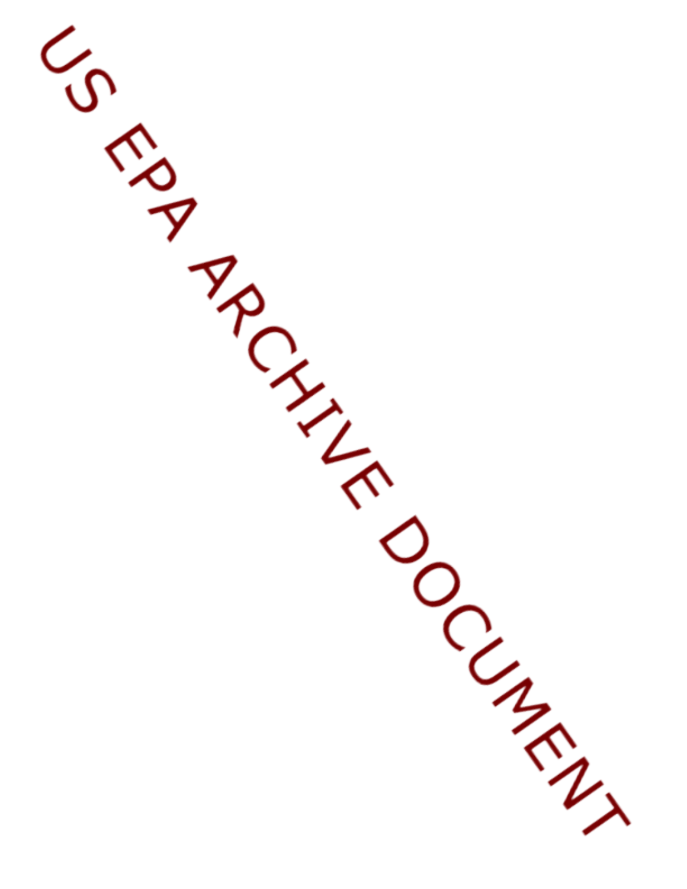US EPA ARCHIVE DOCUMENT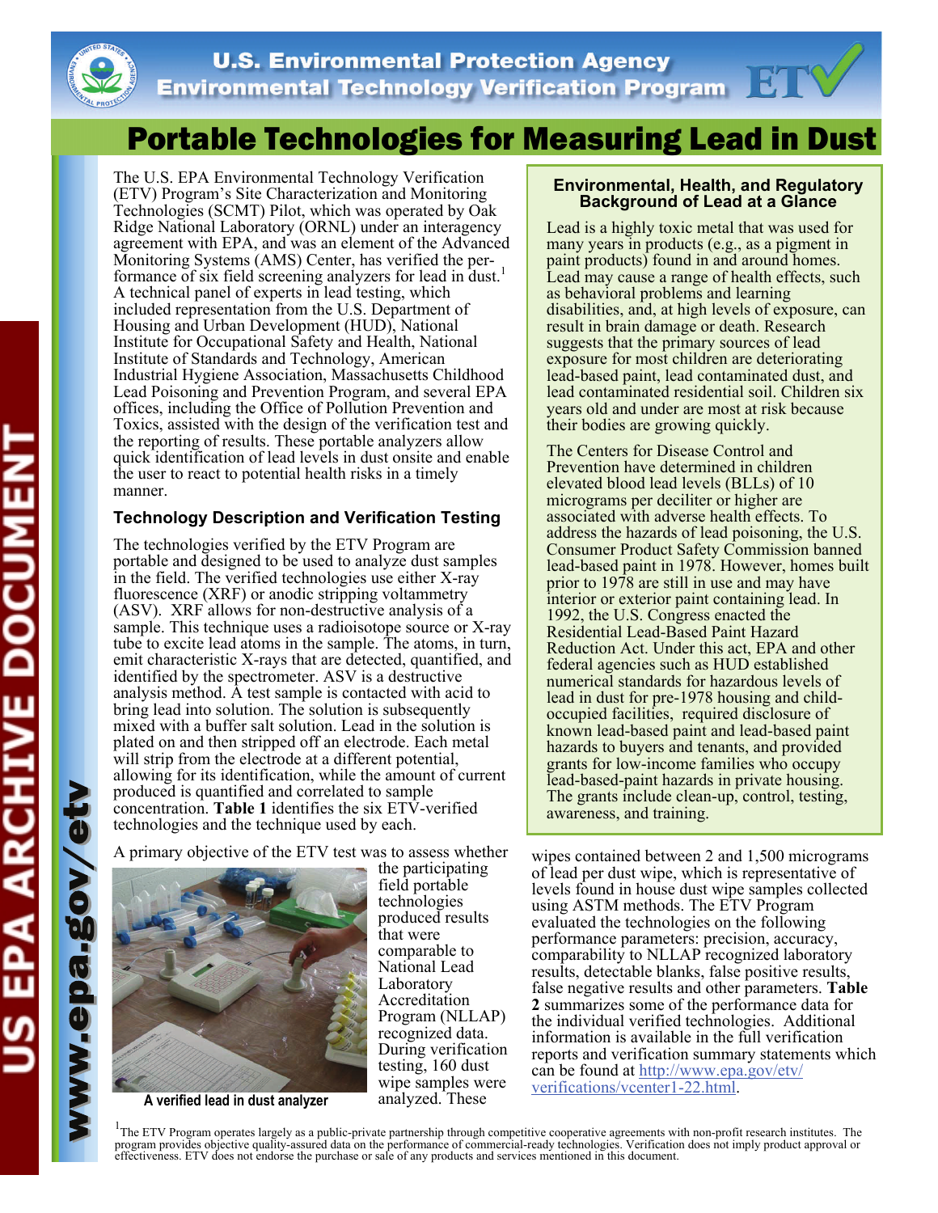# Portable Technologies for Measuring Lead in Dust

The U.S. EPA Environmental Technology Verification (ETV) Program's Site Characterization and Monitoring Technologies (SCMT) Pilot, which was operated by Oak Ridge National Laboratory (ORNL) under an interagency agreement with EPA, and was an element of the Advanced Monitoring Systems (AMS) Center, has verified the performance of six field screening analyzers for lead in dust.[1] A technical panel of experts in lead testing, which included representation from the U.S. Department of Housing and Urban Development (HUD), National Institute for Occupational Safety and Health, National Institute of Standards and Technology, American Industrial Hygiene Association, Massachusetts Childhood Lead Poisoning and Prevention Program, and several EPA offices, including the Office of Pollution Prevention and Toxics, assisted with the design of the verification test and the reporting of results. These portable analyzers allow quick identification of lead levels in dust onsite and enable the user to react to potential health risks in a timely manner.

## Technology Description and Verification Testing

The technologies verified by the ETV Program are portable and designed to be used to analyze dust samples in the field. The verified technologies use either X-ray fluorescence (XRF) or anodic stripping voltammetry (ASV). XRF allows for non-destructive analysis of a sample. This technique uses a radioisotope source or X-ray tube to excite lead atoms in the sample. The atoms, in turn, emit characteristic X-rays that are detected, quantified, and identified by the spectrometer. ASV is a destructive analysis method. A test sample is contacted with acid to bring lead into solution. The solution is subsequently mixed with a buffer salt solution. Lead in the solution is plated on and then stripped off an electrode. Each metal will strip from the electrode at a different potential, allowing for its identification, while the amount of current produced is quantified and correlated to sample concentration. **Table 1** identifies the six ETV-verified technologies and the technique used by each.

A primary objective of the ETV test was to assess whether the participating field portable technologies produced results that were comparable to National Lead Laboratory Accreditation Program (NLLAP) recognized data. During verification testing, 160 dust wipe samples were analyzed. These wipes contained between 2 and 1,500 micrograms of lead per dust wipe, which is representative of levels found in house dust wipe samples collected using ASTM methods. The ETV Program evaluated the technologies on the following performance parameters: precision, accuracy, comparability to NLLAP recognized laboratory results, detectable blanks, false positive results, false negative results and other parameters. **Table 2** summarizes some of the performance data for the individual verified technologies. Additional information is available in the full verification reports and verification summary statements which can be found at http://www.epa.gov/etv/verifications/vcenter1-22.html.

A verified lead in dust analyzer

### Environmental, Health, and Regulatory Background of Lead at a Glance

Lead is a highly toxic metal that was used for many years in products (e.g., as a pigment in paint products) found in and around homes. Lead may cause a range of health effects, such as behavioral problems and learning disabilities, and, at high levels of exposure, can result in brain damage or death. Research suggests that the primary sources of lead exposure for most children are deteriorating lead-based paint, lead contaminated dust, and lead contaminated residential soil. Children six years old and under are most at risk because their bodies are growing quickly.

The Centers for Disease Control and Prevention have determined in children elevated blood lead levels (BLLs) of 10 micrograms per deciliter or higher are associated with adverse health effects. To address the hazards of lead poisoning, the U.S. Consumer Product Safety Commission banned lead-based paint in 1978. However, homes built prior to 1978 are still in use and may have interior or exterior paint containing lead. In 1992, the U.S. Congress enacted the Residential Lead-Based Paint Hazard Reduction Act. Under this act, EPA and other federal agencies such as HUD established numerical standards for hazardous levels of lead in dust for pre-1978 housing and child-occupied facilities, required disclosure of known lead-based paint and lead-based paint hazards to buyers and tenants, and provided grants for low-income families who occupy lead-based-paint hazards in private housing. The grants include clean-up, control, testing, awareness, and training.

[1] The ETV Program operates largely as a public-private partnership through competitive cooperative agreements with non-profit research institutes. The program provides objective quality-assured data on the performance of commercial-ready technologies. Verification does not imply product approval or effectiveness. ETV does not endorse the purchase or sale of any products and services mentioned in this document.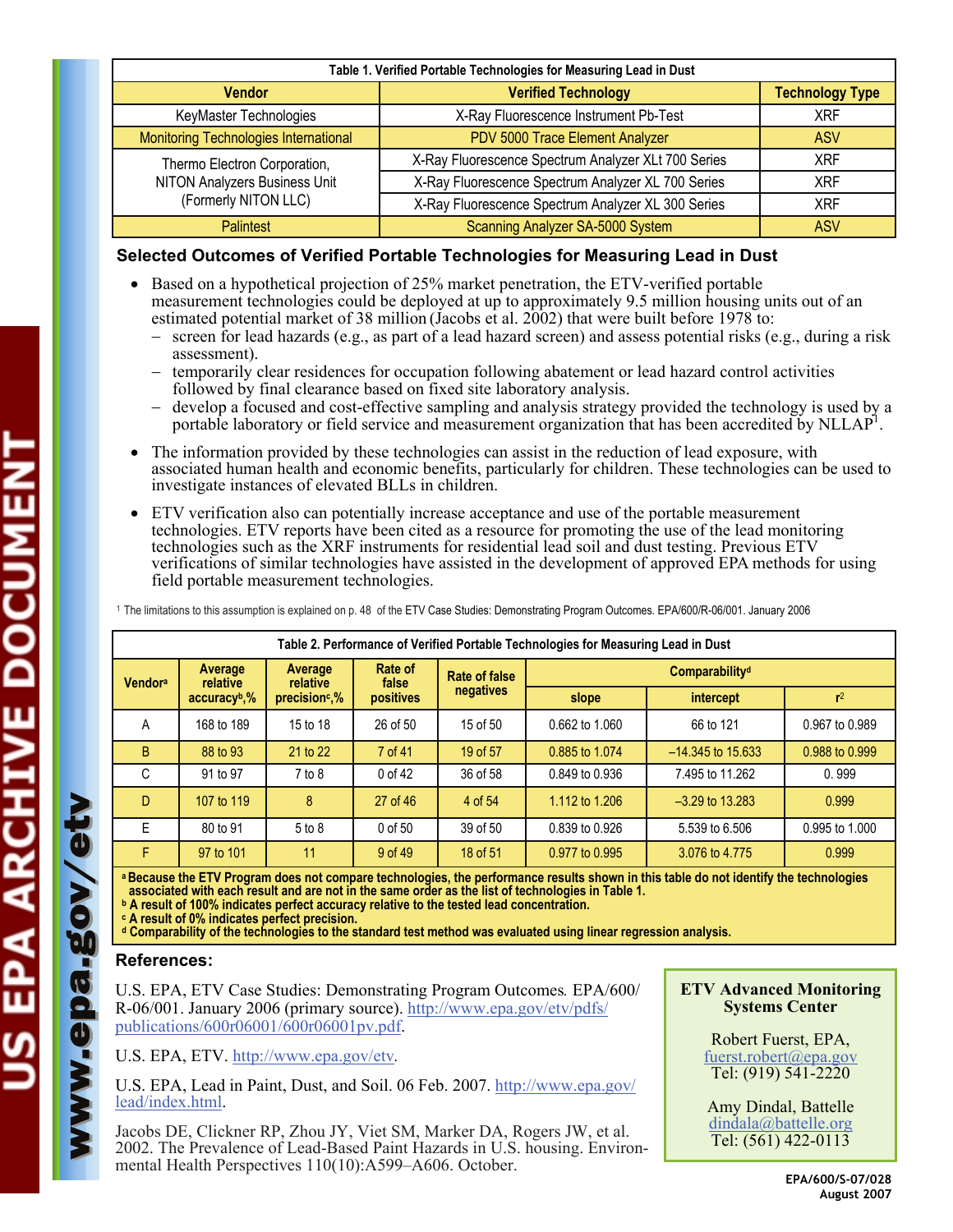| Table 1. Verified Portable Technologies for Measuring Lead in Dust | | |
|---|---|---|
| **Vendor** | **Verified Technology** | **Technology Type** |
| KeyMaster Technologies | X-Ray Fluorescence Instrument Pb-Test | XRF |
| Monitoring Technologies International | PDV 5000 Trace Element Analyzer | ASV |
| Thermo Electron Corporation, NITON Analyzers Business Unit (Formerly NITON LLC) | X-Ray Fluorescence Spectrum Analyzer XLt 700 Series | XRF |
| | X-Ray Fluorescence Spectrum Analyzer XL 700 Series | XRF |
| | X-Ray Fluorescence Spectrum Analyzer XL 300 Series | XRF |
| Palintest | Scanning Analyzer SA-5000 System | ASV |

## Selected Outcomes of Verified Portable Technologies for Measuring Lead in Dust

- Based on a hypothetical projection of 25% market penetration, the ETV-verified portable measurement technologies could be deployed at up to approximately 9.5 million housing units out of an estimated potential market of 38 million (Jacobs et al. 2002) that were built before 1978 to:
  - screen for lead hazards (e.g., as part of a lead hazard screen) and assess potential risks (e.g., during a risk assessment).
  - temporarily clear residences for occupation following abatement or lead hazard control activities followed by final clearance based on fixed site laboratory analysis.
  - develop a focused and cost-effective sampling and analysis strategy provided the technology is used by a portable laboratory or field service and measurement organization that has been accredited by NLLAP[1].
- The information provided by these technologies can assist in the reduction of lead exposure, with associated human health and economic benefits, particularly for children. These technologies can be used to investigate instances of elevated BLLs in children.
- ETV verification also can potentially increase acceptance and use of the portable measurement technologies. ETV reports have been cited as a resource for promoting the use of the lead monitoring technologies such as the XRF instruments for residential lead soil and dust testing. Previous ETV verifications of similar technologies have assisted in the development of approved EPA methods for using field portable measurement technologies.

[1] The limitations to this assumption is explained on p. 48 of the ETV Case Studies: Demonstrating Program Outcomes. EPA/600/R-06/001. January 2006

| Table 2. Performance of Verified Portable Technologies for Measuring Lead in Dust | | | | | | | |
|---|---|---|---|---|---|---|---|
| **Vendor**[a] | **Average relative accuracy**[b]**,%** | **Average relative precision**[c]**,%** | **Rate of false positives** | **Rate of false negatives** | **Comparability**[d] | | |
| | | | | | **slope** | **intercept** | **$r^2$** |
| A | 168 to 189 | 15 to 18 | 26 of 50 | 15 of 50 | 0.662 to 1.060 | 66 to 121 | 0.967 to 0.989 |
| B | 88 to 93 | 21 to 22 | 7 of 41 | 19 of 57 | 0.885 to 1.074 | –14.345 to 15.633 | 0.988 to 0.999 |
| C | 91 to 97 | 7 to 8 | 0 of 42 | 36 of 58 | 0.849 to 0.936 | 7.495 to 11.262 | 0. 999 |
| D | 107 to 119 | 8 | 27 of 46 | 4 of 54 | 1.112 to 1.206 | –3.29 to 13.283 | 0.999 |
| E | 80 to 91 | 5 to 8 | 0 of 50 | 39 of 50 | 0.839 to 0.926 | 5.539 to 6.506 | 0.995 to 1.000 |
| F | 97 to 101 | 11 | 9 of 49 | 18 of 51 | 0.977 to 0.995 | 3.076 to 4.775 | 0.999 |

**[a] Because the ETV Program does not compare technologies, the performance results shown in this table do not identify the technologies associated with each result and are not in the same order as the list of technologies in Table 1.**
**[b] A result of 100% indicates perfect accuracy relative to the tested lead concentration.**
**[c] A result of 0% indicates perfect precision.**
**[d] Comparability of the technologies to the standard test method was evaluated using linear regression analysis.**

## References:

U.S. EPA, ETV Case Studies: Demonstrating Program Outcomes*.* EPA/600/R-06/001. January 2006 (primary source). http://www.epa.gov/etv/pdfs/publications/600r06001/600r06001pv.pdf.

U.S. EPA, ETV. http://www.epa.gov/etv.

U.S. EPA, Lead in Paint, Dust, and Soil. 06 Feb. 2007. http://www.epa.gov/lead/index.html.

Jacobs DE, Clickner RP, Zhou JY, Viet SM, Marker DA, Rogers JW, et al. 2002. The Prevalence of Lead-Based Paint Hazards in U.S. housing. Environmental Health Perspectives 110(10):A599–A606. October.

**ETV Advanced Monitoring Systems Center**

Robert Fuerst, EPA,
fuerst.robert@epa.gov
Tel: (919) 541-2220

Amy Dindal, Battelle
dindala@battelle.org
Tel: (561) 422-0113

**EPA/600/S-07/028**
**August 2007**